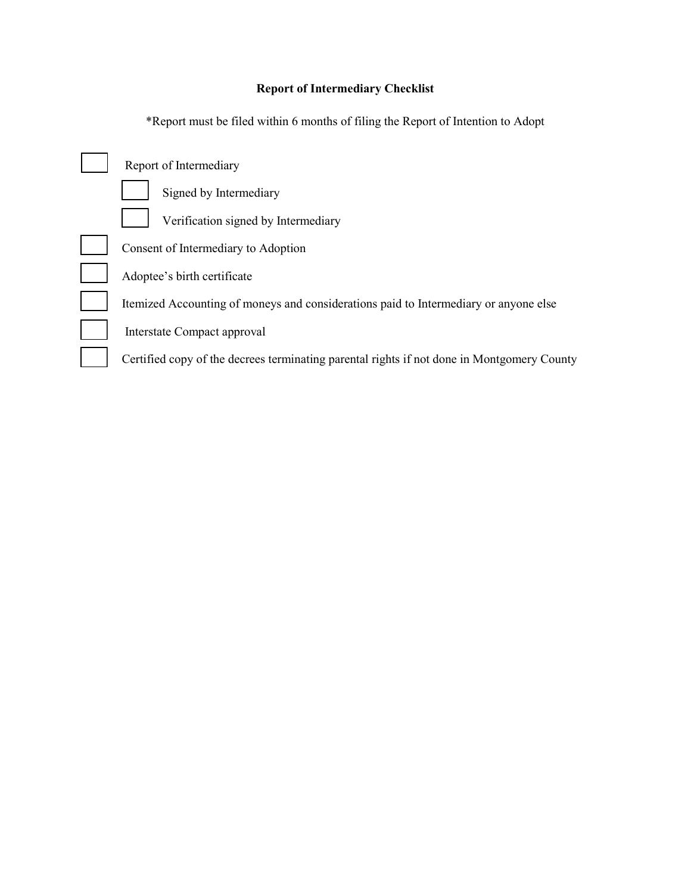# Report of Intermediary Checklist

*Report must be filed within 6 months of filing the Report of Intention to Adopt

- [ ] Report of Intermediary
  - [ ] Signed by Intermediary
  - [ ] Verification signed by Intermediary
- [ ] Consent of Intermediary to Adoption
- [ ] Adoptee's birth certificate
- [ ] Itemized Accounting of moneys and considerations paid to Intermediary or anyone else
- [ ] Interstate Compact approval
- [ ] Certified copy of the decrees terminating parental rights if not done in Montgomery County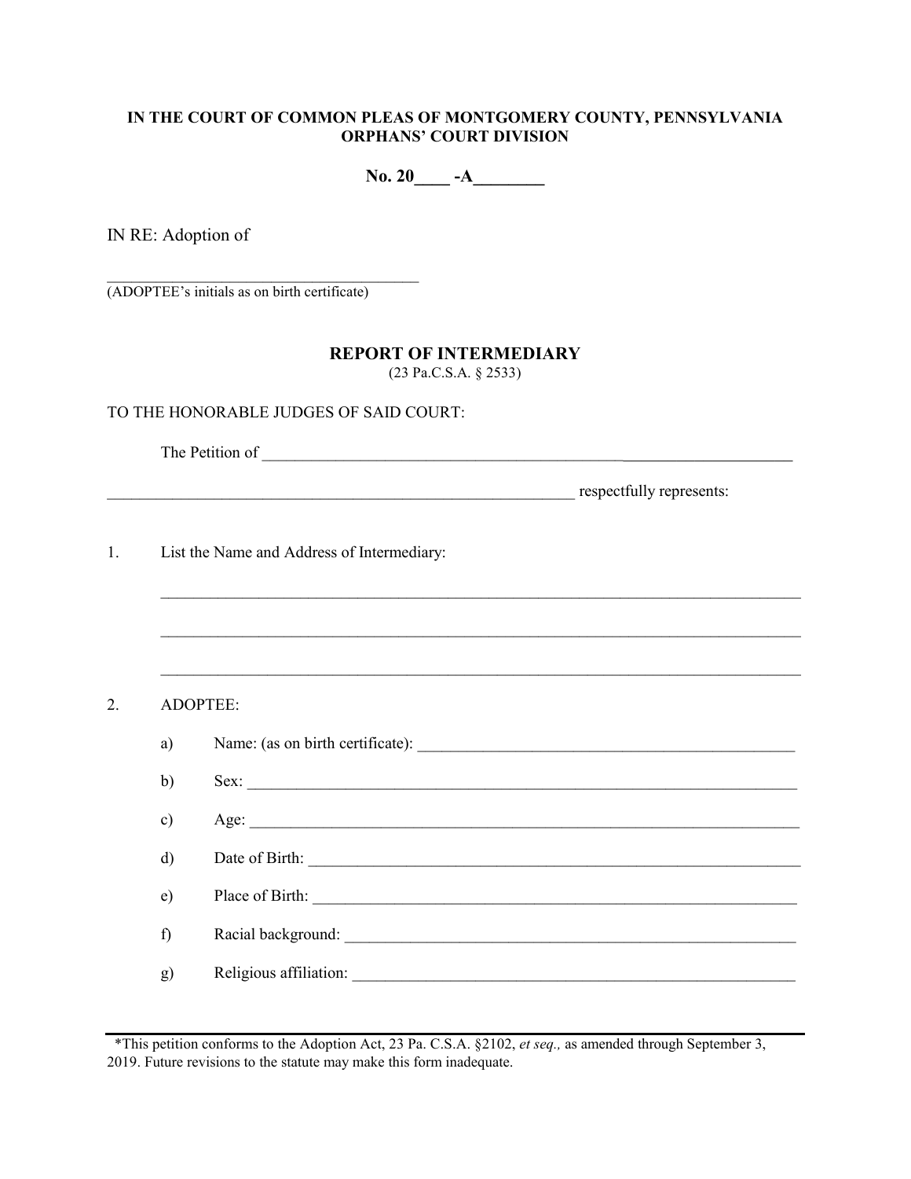**IN THE COURT OF COMMON PLEAS OF MONTGOMERY COUNTY, PENNSYLVANIA**
**ORPHANS' COURT DIVISION**

**No. 20____ -A________**

IN RE: Adoption of

_________________________________________
(ADOPTEE's initials as on birth certificate)

## REPORT OF INTERMEDIARY

(23 Pa.C.S.A. § 2533)

TO THE HONORABLE JUDGES OF SAID COURT:

The Petition of ____________________________________________________________________

_____________________________________________________________ respectfully represents:

1. List the Name and Address of Intermediary:

   __________________________________________________________________________________

   __________________________________________________________________________________

   __________________________________________________________________________________

2. ADOPTEE:

   a) Name: (as on birth certificate): _________________________________________________

   b) Sex: ________________________________________________________________________

   c) Age: ________________________________________________________________________

   d) Date of Birth: _________________________________________________________________

   e) Place of Birth: ________________________________________________________________

   f) Racial background: _____________________________________________________________

   g) Religious affiliation: ___________________________________________________________

---

*This petition conforms to the Adoption Act, 23 Pa. C.S.A. §2102, *et seq.,* as amended through September 3, 2019. Future revisions to the statute may make this form inadequate.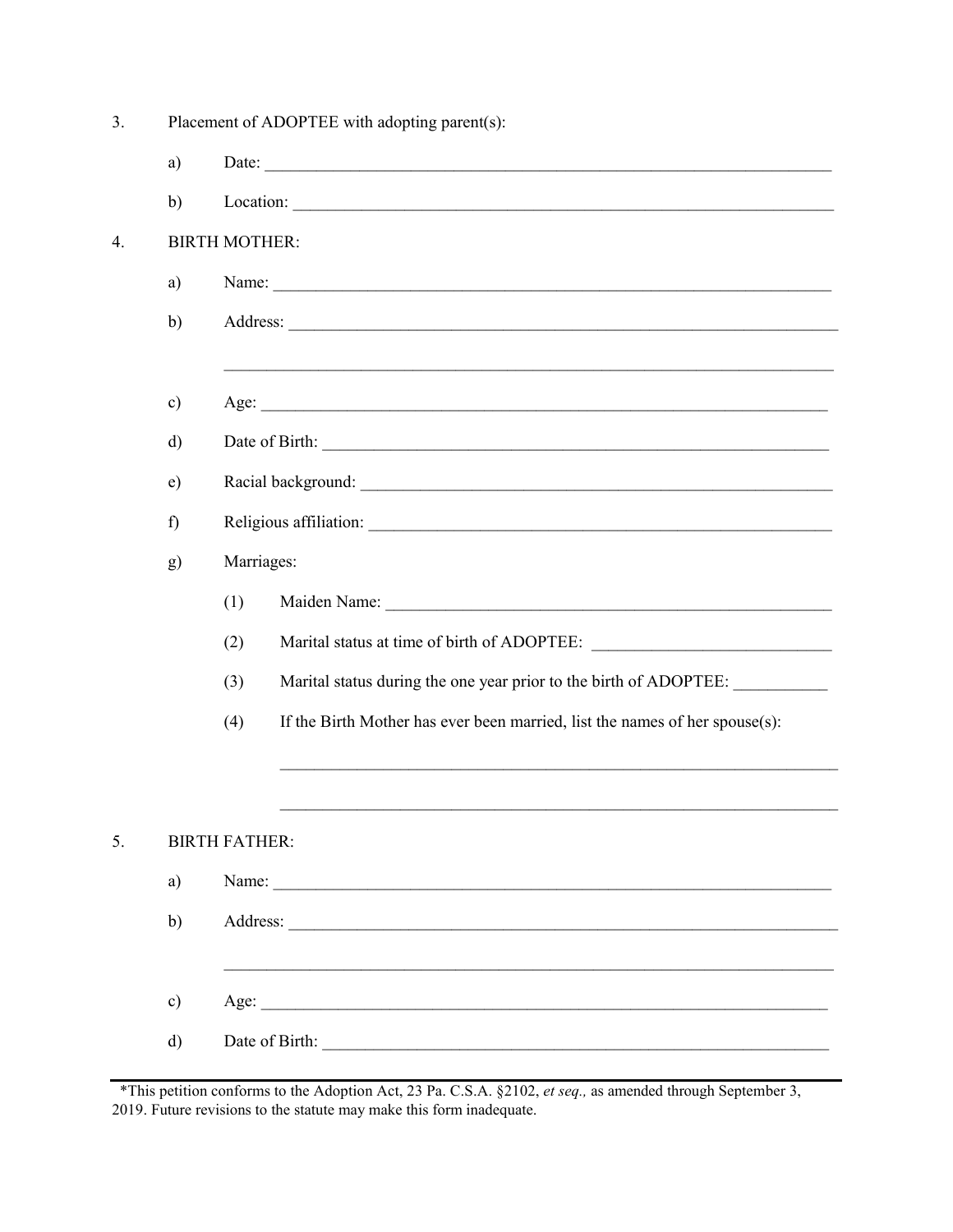3. Placement of ADOPTEE with adopting parent(s):

   a) Date: ______________________________________________________________________

   b) Location: ____________________________________________________________________

4. BIRTH MOTHER:

   a) Name: ______________________________________________________________________

   b) Address: ____________________________________________________________________

   ______________________________________________________________________________

   c) Age: _______________________________________________________________________

   d) Date of Birth: ________________________________________________________________

   e) Racial background: ____________________________________________________________

   f) Religious affiliation: ___________________________________________________________

   g) Marriages:

      (1) Maiden Name: _______________________________________________________

      (2) Marital status at time of birth of ADOPTEE: ___________________________

      (3) Marital status during the one year prior to the birth of ADOPTEE: __________

      (4) If the Birth Mother has ever been married, list the names of her spouse(s):

      ______________________________________________________________________

      ______________________________________________________________________

5. BIRTH FATHER:

   a) Name: ______________________________________________________________________

   b) Address: ____________________________________________________________________

   ______________________________________________________________________________

   c) Age: _______________________________________________________________________

   d) Date of Birth: ________________________________________________________________

---

*This petition conforms to the Adoption Act, 23 Pa. C.S.A. §2102, *et seq.,* as amended through September 3, 2019. Future revisions to the statute may make this form inadequate.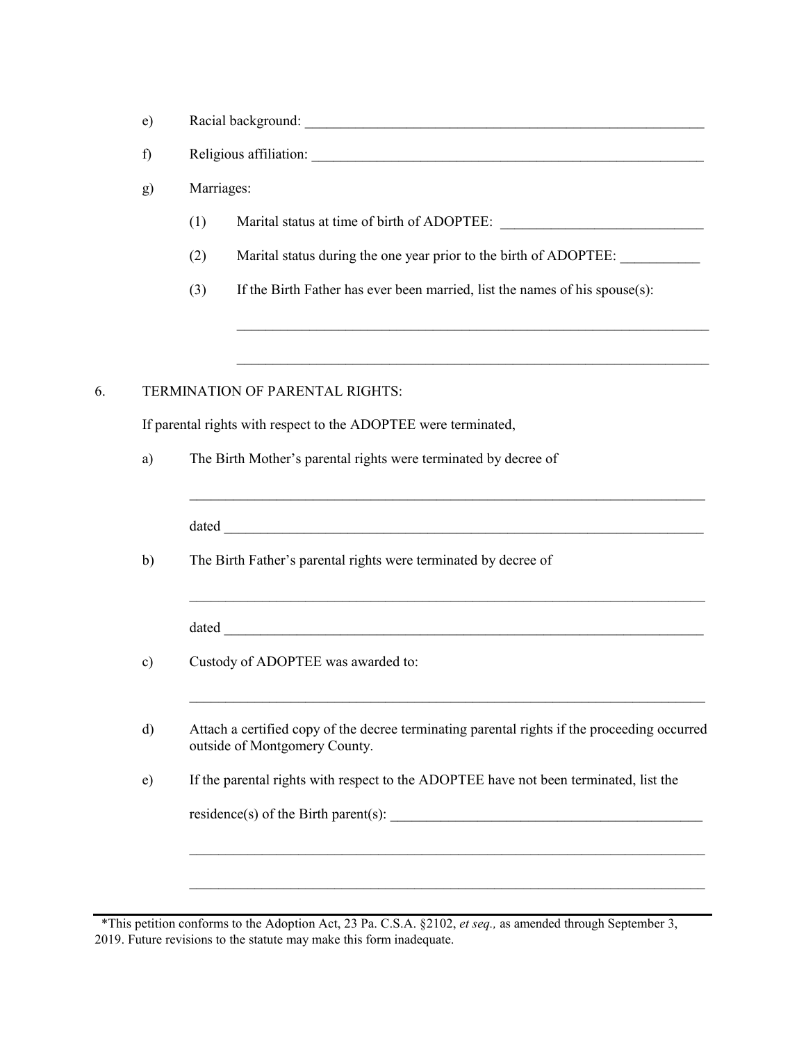e) Racial background: ___________________________________________________________

f) Religious affiliation: _________________________________________________________

g) Marriages:

(1) Marital status at time of birth of ADOPTEE: ____________________________

(2) Marital status during the one year prior to the birth of ADOPTEE: ___________

(3) If the Birth Father has ever been married, list the names of his spouse(s):

_____________________________________________________________________

_____________________________________________________________________

6. TERMINATION OF PARENTAL RIGHTS:

If parental rights with respect to the ADOPTEE were terminated,

a) The Birth Mother's parental rights were terminated by decree of

_____________________________________________________________________

dated _______________________________________________________________

b) The Birth Father's parental rights were terminated by decree of

_____________________________________________________________________

dated _______________________________________________________________

c) Custody of ADOPTEE was awarded to:

_____________________________________________________________________

d) Attach a certified copy of the decree terminating parental rights if the proceeding occurred outside of Montgomery County.

e) If the parental rights with respect to the ADOPTEE have not been terminated, list the residence(s) of the Birth parent(s): ______________________________________________

_____________________________________________________________________

_____________________________________________________________________

*This petition conforms to the Adoption Act, 23 Pa. C.S.A. §2102, *et seq.,* as amended through September 3, 2019. Future revisions to the statute may make this form inadequate.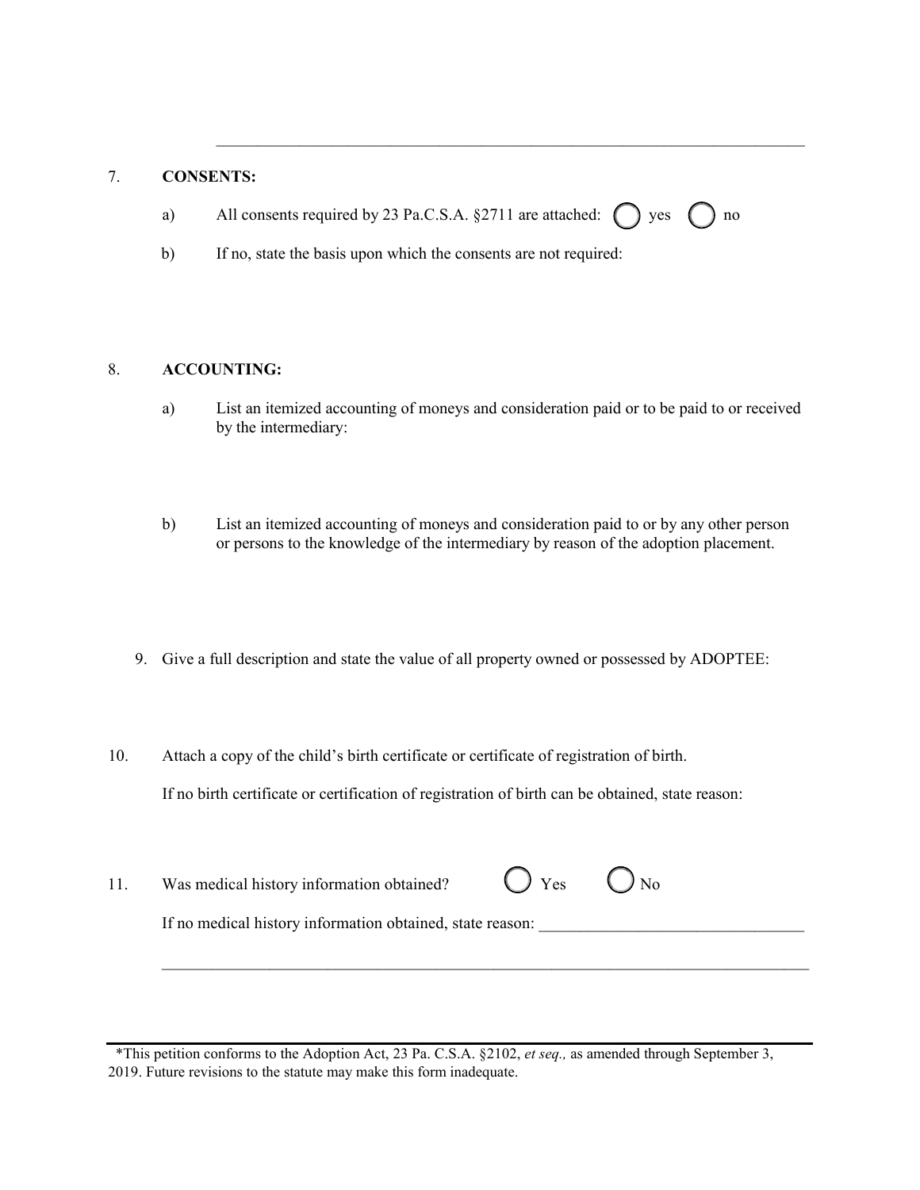\_\_\_\_\_\_\_\_\_\_\_\_\_\_\_\_\_\_\_\_\_\_\_\_\_\_\_\_\_\_\_\_\_\_\_\_\_\_\_\_\_\_\_\_\_\_\_\_\_\_\_\_\_\_\_\_\_\_\_\_\_\_\_\_\_\_\_\_\_\_\_\_

7. **CONSENTS:**

   a) All consents required by 23 Pa.C.S.A. §2711 are attached: ◯ yes ◯ no

   b) If no, state the basis upon which the consents are not required:

8. **ACCOUNTING:**

   a) List an itemized accounting of moneys and consideration paid or to be paid to or received by the intermediary:

   b) List an itemized accounting of moneys and consideration paid to or by any other person or persons to the knowledge of the intermediary by reason of the adoption placement.

9. Give a full description and state the value of all property owned or possessed by ADOPTEE:

10. Attach a copy of the child's birth certificate or certificate of registration of birth.

    If no birth certificate or certification of registration of birth can be obtained, state reason:

11. Was medical history information obtained? ◯ Yes ◯ No

    If no medical history information obtained, state reason: \_\_\_\_\_\_\_\_\_\_\_\_\_\_\_\_\_\_\_\_\_\_\_\_\_\_\_\_\_\_\_\_

    \_\_\_\_\_\_\_\_\_\_\_\_\_\_\_\_\_\_\_\_\_\_\_\_\_\_\_\_\_\_\_\_\_\_\_\_\_\_\_\_\_\_\_\_\_\_\_\_\_\_\_\_\_\_\_\_\_\_\_\_\_\_\_\_\_\_\_\_\_\_\_\_\_\_\_\_\_\_\_\_

---

*This petition conforms to the Adoption Act, 23 Pa. C.S.A. §2102, *et seq.,* as amended through September 3, 2019. Future revisions to the statute may make this form inadequate.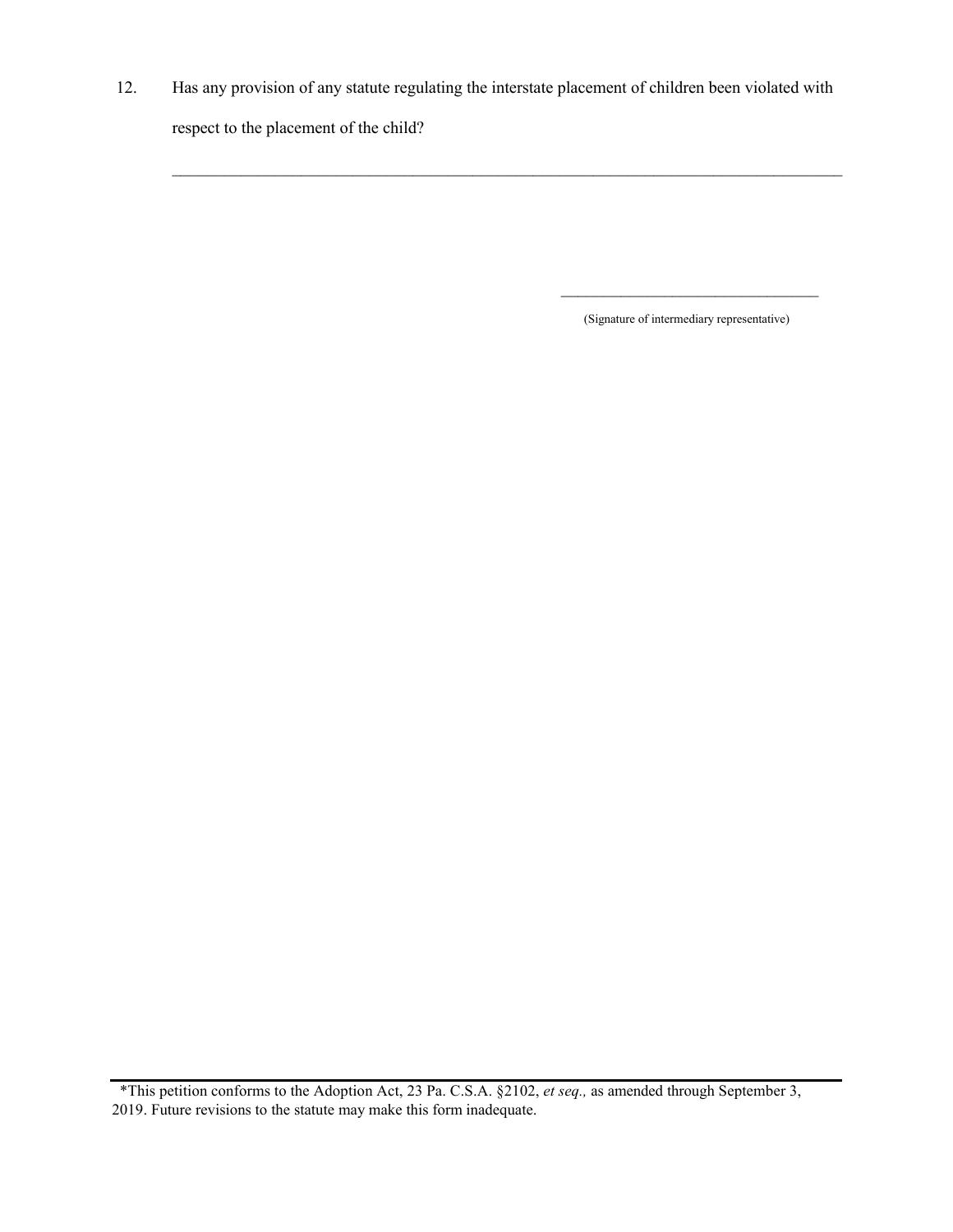12. Has any provision of any statute regulating the interstate placement of children been violated with respect to the placement of the child?

_______________________________________________________________________________

_________________________________

(Signature of intermediary representative)

---

*This petition conforms to the Adoption Act, 23 Pa. C.S.A. §2102, *et seq.,* as amended through September 3, 2019. Future revisions to the statute may make this form inadequate.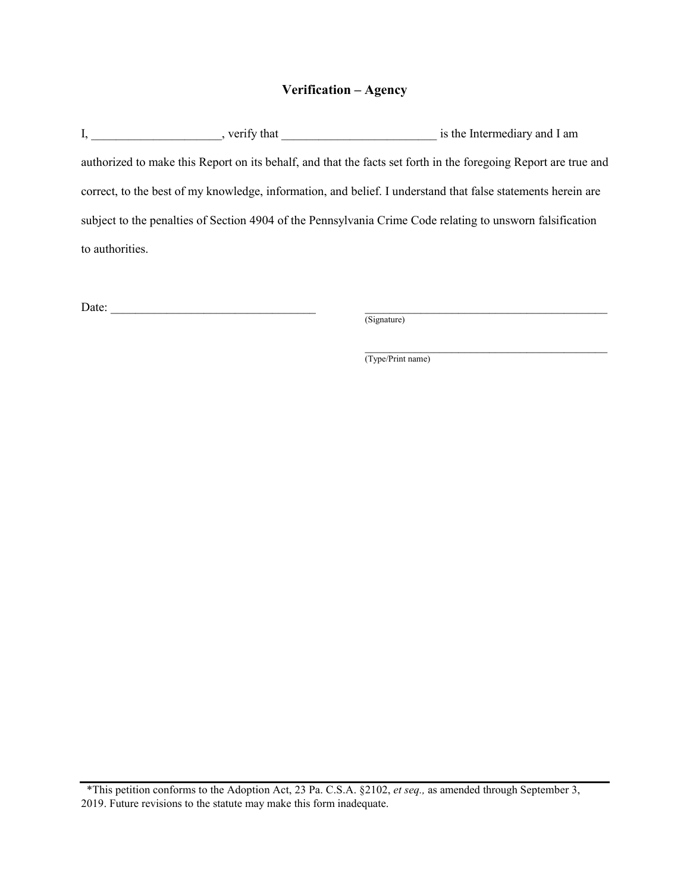## Verification – Agency

I, ____________________, verify that ________________________ is the Intermediary and I am authorized to make this Report on its behalf, and that the facts set forth in the foregoing Report are true and correct, to the best of my knowledge, information, and belief. I understand that false statements herein are subject to the penalties of Section 4904 of the Pennsylvania Crime Code relating to unsworn falsification to authorities.

Date: _________________________________

_________________________________________
(Signature)

_________________________________________
(Type/Print name)

---

*This petition conforms to the Adoption Act, 23 Pa. C.S.A. §2102, *et seq.,* as amended through September 3, 2019. Future revisions to the statute may make this form inadequate.